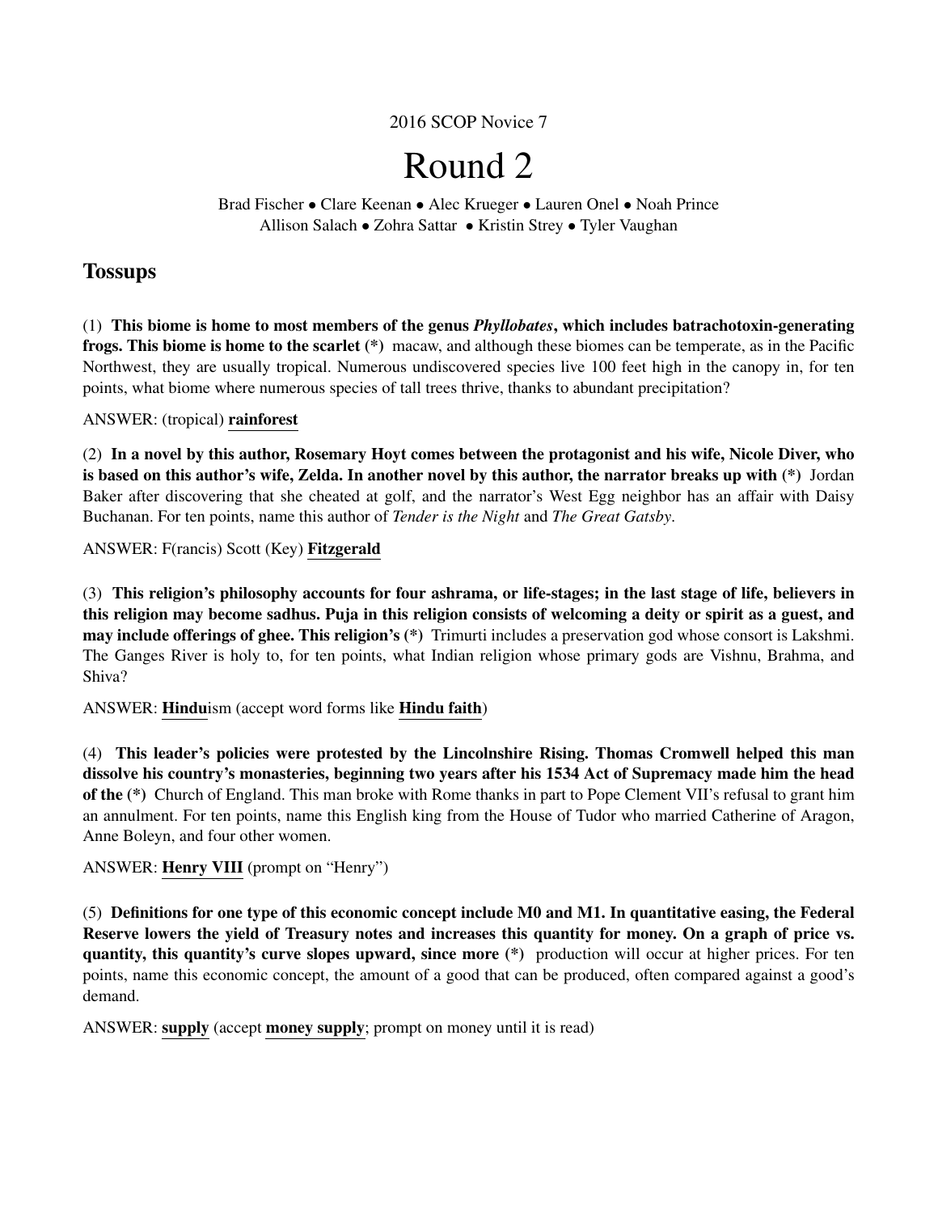2016 SCOP Novice 7

# Round 2

Brad Fischer • Clare Keenan • Alec Krueger • Lauren Onel • Noah Prince
Allison Salach • Zohra Sattar • Kristin Strey • Tyler Vaughan

## Tossups

(1) **This biome is home to most members of the genus *Phyllobates*, which includes batrachotoxin-generating frogs. This biome is home to the scarlet (*)** macaw, and although these biomes can be temperate, as in the Pacific Northwest, they are usually tropical. Numerous undiscovered species live 100 feet high in the canopy in, for ten points, what biome where numerous species of tall trees thrive, thanks to abundant precipitation?

ANSWER: (tropical) **rainforest**

(2) **In a novel by this author, Rosemary Hoyt comes between the protagonist and his wife, Nicole Diver, who is based on this author's wife, Zelda. In another novel by this author, the narrator breaks up with (*)** Jordan Baker after discovering that she cheated at golf, and the narrator's West Egg neighbor has an affair with Daisy Buchanan. For ten points, name this author of *Tender is the Night* and *The Great Gatsby*.

ANSWER: F(rancis) Scott (Key) **Fitzgerald**

(3) **This religion's philosophy accounts for four ashrama, or life-stages; in the last stage of life, believers in this religion may become sadhus. Puja in this religion consists of welcoming a deity or spirit as a guest, and may include offerings of ghee. This religion's (*)** Trimurti includes a preservation god whose consort is Lakshmi. The Ganges River is holy to, for ten points, what Indian religion whose primary gods are Vishnu, Brahma, and Shiva?

ANSWER: **Hindu**ism (accept word forms like **Hindu faith**)

(4) **This leader's policies were protested by the Lincolnshire Rising. Thomas Cromwell helped this man dissolve his country's monasteries, beginning two years after his 1534 Act of Supremacy made him the head of the (*)** Church of England. This man broke with Rome thanks in part to Pope Clement VII's refusal to grant him an annulment. For ten points, name this English king from the House of Tudor who married Catherine of Aragon, Anne Boleyn, and four other women.

ANSWER: **Henry VIII** (prompt on "Henry")

(5) **Definitions for one type of this economic concept include M0 and M1. In quantitative easing, the Federal Reserve lowers the yield of Treasury notes and increases this quantity for money. On a graph of price vs. quantity, this quantity's curve slopes upward, since more (*)** production will occur at higher prices. For ten points, name this economic concept, the amount of a good that can be produced, often compared against a good's demand.

ANSWER: **supply** (accept **money supply**; prompt on money until it is read)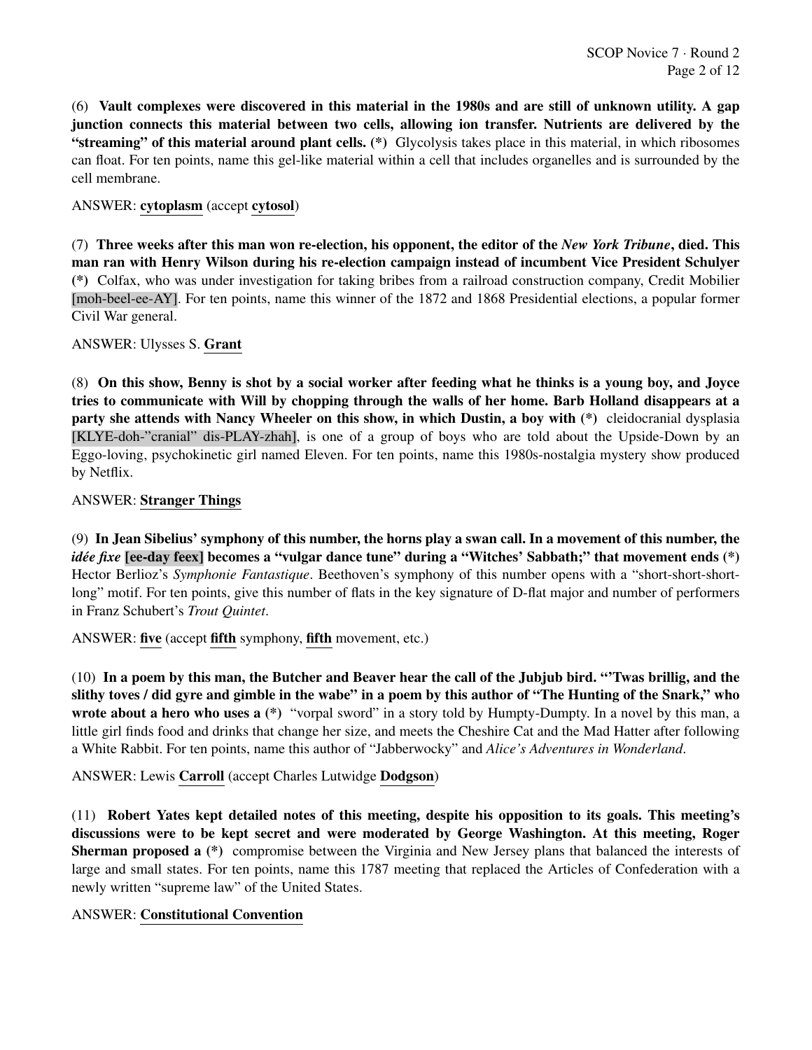(6) **Vault complexes were discovered in this material in the 1980s and are still of unknown utility. A gap junction connects this material between two cells, allowing ion transfer. Nutrients are delivered by the "streaming" of this material around plant cells. (*)** Glycolysis takes place in this material, in which ribosomes can float. For ten points, name this gel-like material within a cell that includes organelles and is surrounded by the cell membrane.

ANSWER: cytoplasm (accept cytosol)

(7) **Three weeks after this man won re-election, his opponent, the editor of the *New York Tribune*, died. This man ran with Henry Wilson during his re-election campaign instead of incumbent Vice President Schulyer (*)** Colfax, who was under investigation for taking bribes from a railroad construction company, Credit Mobilier [moh-beel-ee-AY]. For ten points, name this winner of the 1872 and 1868 Presidential elections, a popular former Civil War general.

ANSWER: Ulysses S. Grant

(8) **On this show, Benny is shot by a social worker after feeding what he thinks is a young boy, and Joyce tries to communicate with Will by chopping through the walls of her home. Barb Holland disappears at a party she attends with Nancy Wheeler on this show, in which Dustin, a boy with (*)** cleidocranial dysplasia [KLYE-doh-"cranial" dis-PLAY-zhah], is one of a group of boys who are told about the Upside-Down by an Eggo-loving, psychokinetic girl named Eleven. For ten points, name this 1980s-nostalgia mystery show produced by Netflix.

ANSWER: Stranger Things

(9) **In Jean Sibelius' symphony of this number, the horns play a swan call. In a movement of this number, the *idée fixe* [ee-day feex] becomes a "vulgar dance tune" during a "Witches' Sabbath;" that movement ends (*)** Hector Berlioz's *Symphonie Fantastique*. Beethoven's symphony of this number opens with a "short-short-short-long" motif. For ten points, give this number of flats in the key signature of D-flat major and number of performers in Franz Schubert's *Trout Quintet*.

ANSWER: five (accept fifth symphony, fifth movement, etc.)

(10) **In a poem by this man, the Butcher and Beaver hear the call of the Jubjub bird. "'Twas brillig, and the slithy toves / did gyre and gimble in the wabe" in a poem by this author of "The Hunting of the Snark," who wrote about a hero who uses a (*)** "vorpal sword" in a story told by Humpty-Dumpty. In a novel by this man, a little girl finds food and drinks that change her size, and meets the Cheshire Cat and the Mad Hatter after following a White Rabbit. For ten points, name this author of "Jabberwocky" and *Alice's Adventures in Wonderland*.

ANSWER: Lewis Carroll (accept Charles Lutwidge Dodgson)

(11) **Robert Yates kept detailed notes of this meeting, despite his opposition to its goals. This meeting's discussions were to be kept secret and were moderated by George Washington. At this meeting, Roger Sherman proposed a (*)** compromise between the Virginia and New Jersey plans that balanced the interests of large and small states. For ten points, name this 1787 meeting that replaced the Articles of Confederation with a newly written "supreme law" of the United States.

ANSWER: Constitutional Convention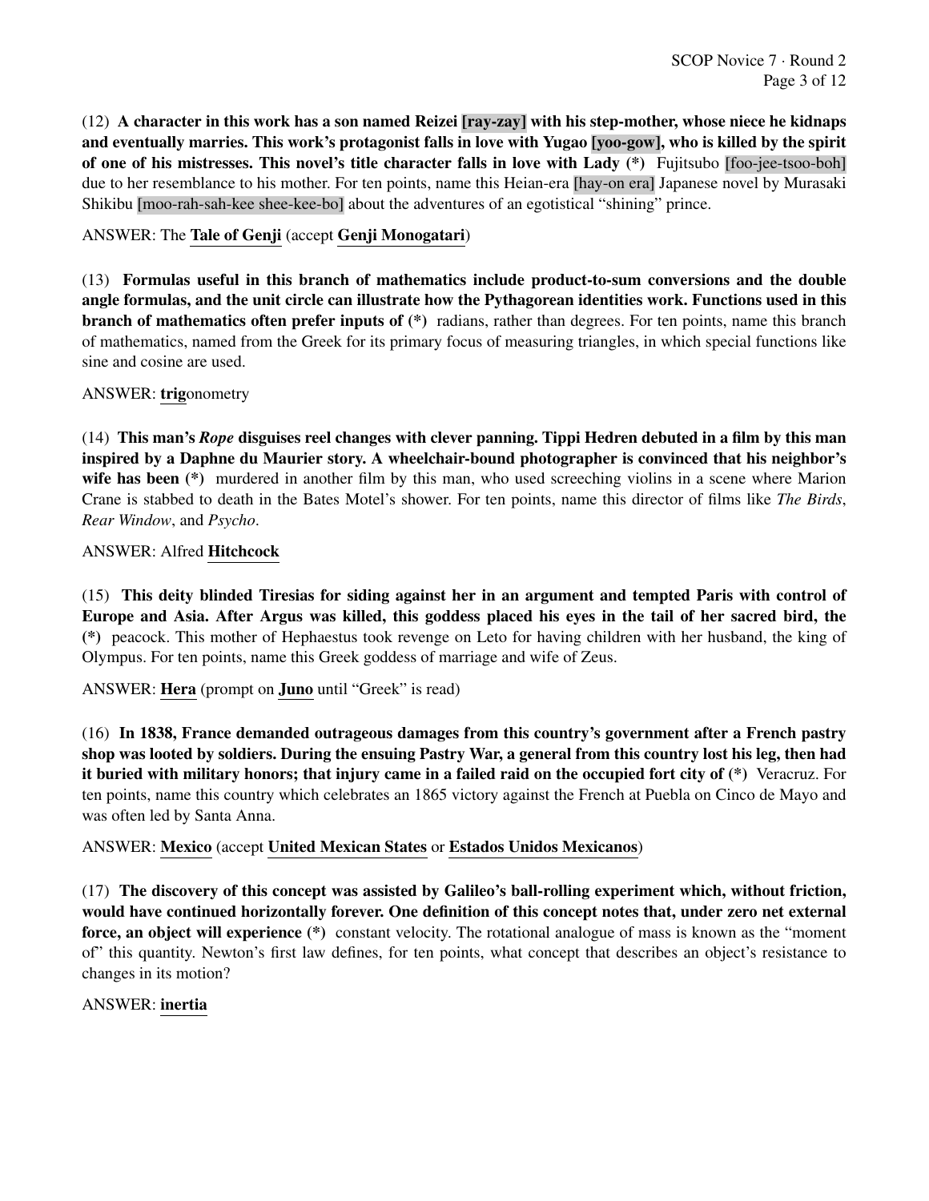(12) **A character in this work has a son named Reizei [ray-zay] with his step-mother, whose niece he kidnaps and eventually marries. This work's protagonist falls in love with Yugao [yoo-gow], who is killed by the spirit of one of his mistresses. This novel's title character falls in love with Lady (*)** Fujitsubo [foo-jee-tsoo-boh] due to her resemblance to his mother. For ten points, name this Heian-era [hay-on era] Japanese novel by Murasaki Shikibu [moo-rah-sah-kee shee-kee-bo] about the adventures of an egotistical "shining" prince.

ANSWER: The **Tale of Genji** (accept **Genji Monogatari**)

(13) **Formulas useful in this branch of mathematics include product-to-sum conversions and the double angle formulas, and the unit circle can illustrate how the Pythagorean identities work. Functions used in this branch of mathematics often prefer inputs of (*)** radians, rather than degrees. For ten points, name this branch of mathematics, named from the Greek for its primary focus of measuring triangles, in which special functions like sine and cosine are used.

ANSWER: **trig**onometry

(14) **This man's *Rope* disguises reel changes with clever panning. Tippi Hedren debuted in a film by this man inspired by a Daphne du Maurier story. A wheelchair-bound photographer is convinced that his neighbor's wife has been (*)** murdered in another film by this man, who used screeching violins in a scene where Marion Crane is stabbed to death in the Bates Motel's shower. For ten points, name this director of films like *The Birds*, *Rear Window*, and *Psycho*.

ANSWER: Alfred **Hitchcock**

(15) **This deity blinded Tiresias for siding against her in an argument and tempted Paris with control of Europe and Asia. After Argus was killed, this goddess placed his eyes in the tail of her sacred bird, the (*)** peacock. This mother of Hephaestus took revenge on Leto for having children with her husband, the king of Olympus. For ten points, name this Greek goddess of marriage and wife of Zeus.

ANSWER: **Hera** (prompt on **Juno** until "Greek" is read)

(16) **In 1838, France demanded outrageous damages from this country's government after a French pastry shop was looted by soldiers. During the ensuing Pastry War, a general from this country lost his leg, then had it buried with military honors; that injury came in a failed raid on the occupied fort city of (*)** Veracruz. For ten points, name this country which celebrates an 1865 victory against the French at Puebla on Cinco de Mayo and was often led by Santa Anna.

ANSWER: **Mexico** (accept **United Mexican States** or **Estados Unidos Mexicanos**)

(17) **The discovery of this concept was assisted by Galileo's ball-rolling experiment which, without friction, would have continued horizontally forever. One definition of this concept notes that, under zero net external force, an object will experience (*)** constant velocity. The rotational analogue of mass is known as the "moment of" this quantity. Newton's first law defines, for ten points, what concept that describes an object's resistance to changes in its motion?

ANSWER: **inertia**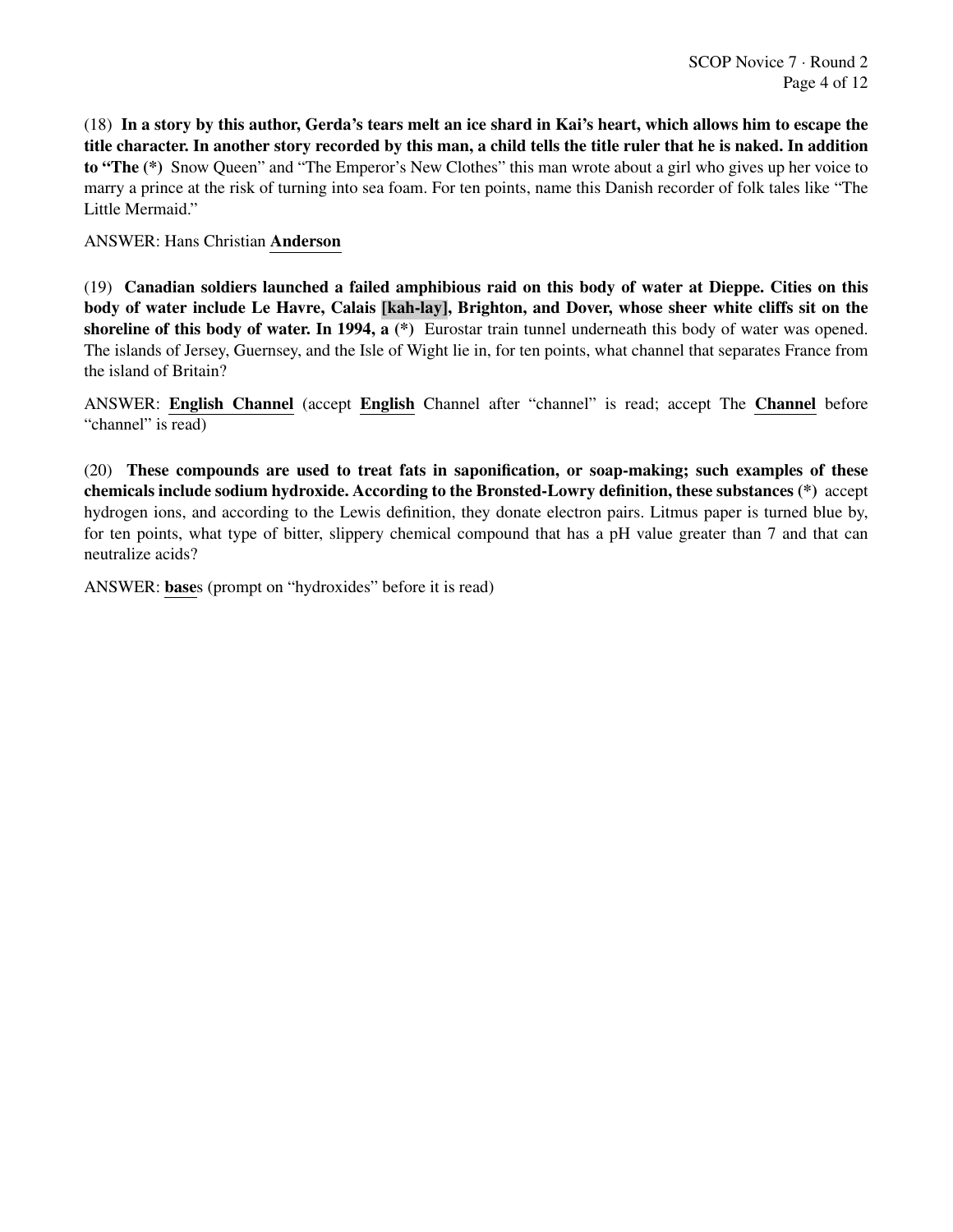(18) **In a story by this author, Gerda's tears melt an ice shard in Kai's heart, which allows him to escape the title character. In another story recorded by this man, a child tells the title ruler that he is naked. In addition to "The (*)** Snow Queen" and "The Emperor's New Clothes" this man wrote about a girl who gives up her voice to marry a prince at the risk of turning into sea foam. For ten points, name this Danish recorder of folk tales like "The Little Mermaid."

ANSWER: Hans Christian **Anderson**

(19) **Canadian soldiers launched a failed amphibious raid on this body of water at Dieppe. Cities on this body of water include Le Havre, Calais [kah-lay], Brighton, and Dover, whose sheer white cliffs sit on the shoreline of this body of water. In 1994, a (*)** Eurostar train tunnel underneath this body of water was opened. The islands of Jersey, Guernsey, and the Isle of Wight lie in, for ten points, what channel that separates France from the island of Britain?

ANSWER: **English Channel** (accept **English** Channel after "channel" is read; accept The **Channel** before "channel" is read)

(20) **These compounds are used to treat fats in saponification, or soap-making; such examples of these chemicals include sodium hydroxide. According to the Bronsted-Lowry definition, these substances (*)** accept hydrogen ions, and according to the Lewis definition, they donate electron pairs. Litmus paper is turned blue by, for ten points, what type of bitter, slippery chemical compound that has a pH value greater than 7 and that can neutralize acids?

ANSWER: **base**s (prompt on "hydroxides" before it is read)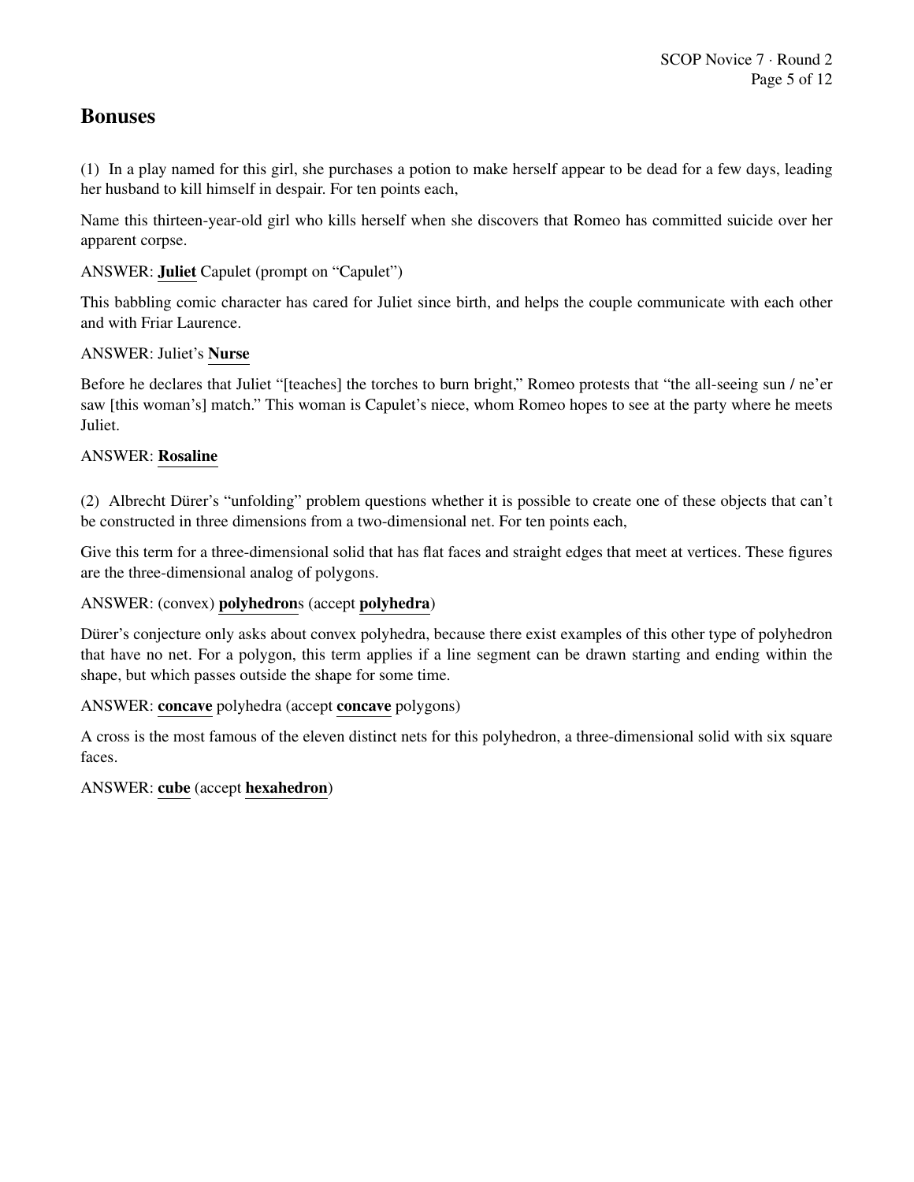## Bonuses

(1) In a play named for this girl, she purchases a potion to make herself appear to be dead for a few days, leading her husband to kill himself in despair. For ten points each,

Name this thirteen-year-old girl who kills herself when she discovers that Romeo has committed suicide over her apparent corpse.

ANSWER: **Juliet** Capulet (prompt on "Capulet")

This babbling comic character has cared for Juliet since birth, and helps the couple communicate with each other and with Friar Laurence.

ANSWER: Juliet's **Nurse**

Before he declares that Juliet "[teaches] the torches to burn bright," Romeo protests that "the all-seeing sun / ne'er saw [this woman's] match." This woman is Capulet's niece, whom Romeo hopes to see at the party where he meets Juliet.

ANSWER: **Rosaline**

(2) Albrecht Dürer's "unfolding" problem questions whether it is possible to create one of these objects that can't be constructed in three dimensions from a two-dimensional net. For ten points each,

Give this term for a three-dimensional solid that has flat faces and straight edges that meet at vertices. These figures are the three-dimensional analog of polygons.

ANSWER: (convex) **polyhedron**s (accept **polyhedra**)

Dürer's conjecture only asks about convex polyhedra, because there exist examples of this other type of polyhedron that have no net. For a polygon, this term applies if a line segment can be drawn starting and ending within the shape, but which passes outside the shape for some time.

ANSWER: **concave** polyhedra (accept **concave** polygons)

A cross is the most famous of the eleven distinct nets for this polyhedron, a three-dimensional solid with six square faces.

ANSWER: **cube** (accept **hexahedron**)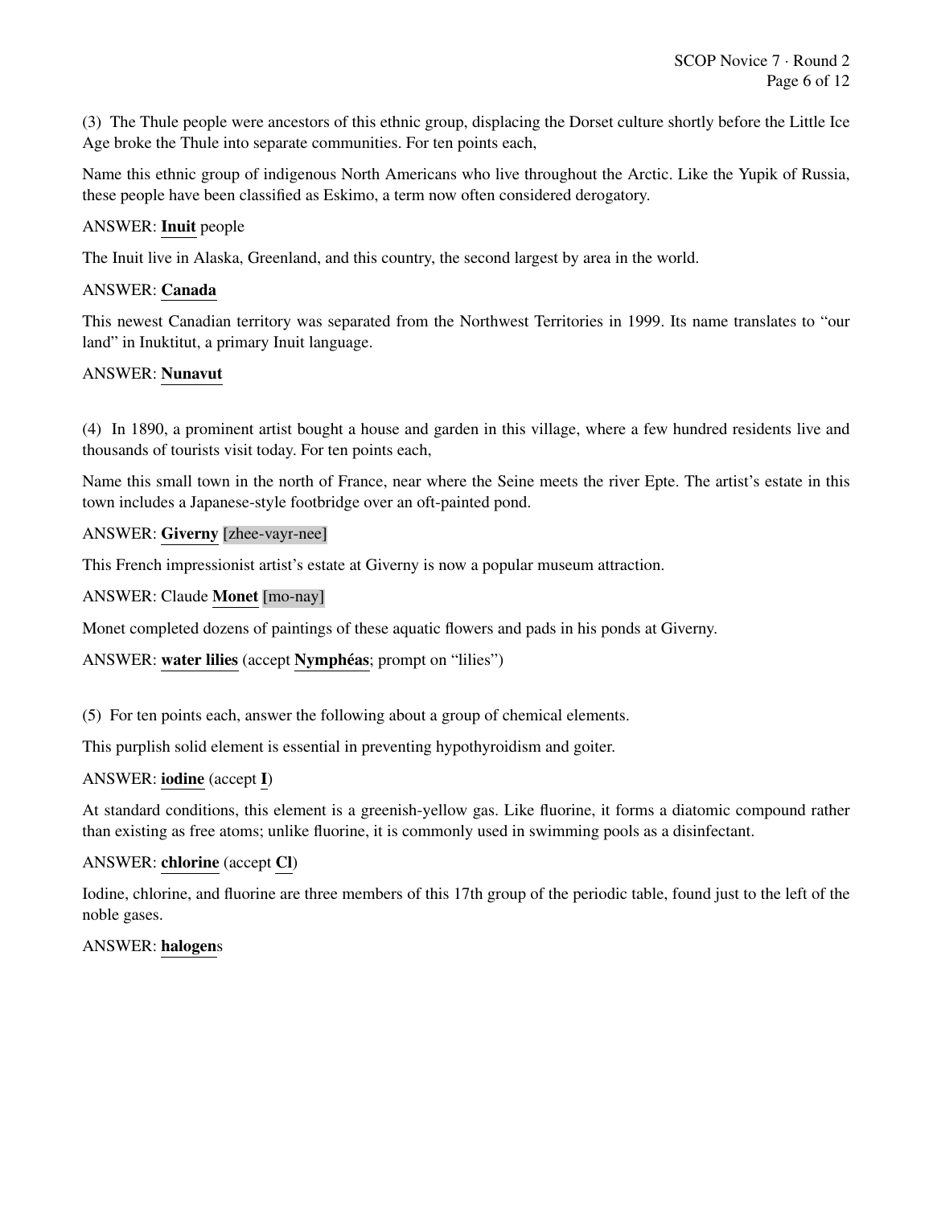(3) The Thule people were ancestors of this ethnic group, displacing the Dorset culture shortly before the Little Ice Age broke the Thule into separate communities. For ten points each,

Name this ethnic group of indigenous North Americans who live throughout the Arctic. Like the Yupik of Russia, these people have been classified as Eskimo, a term now often considered derogatory.

ANSWER: **Inuit** people

The Inuit live in Alaska, Greenland, and this country, the second largest by area in the world.

ANSWER: **Canada**

This newest Canadian territory was separated from the Northwest Territories in 1999. Its name translates to "our land" in Inuktitut, a primary Inuit language.

ANSWER: **Nunavut**

(4) In 1890, a prominent artist bought a house and garden in this village, where a few hundred residents live and thousands of tourists visit today. For ten points each,

Name this small town in the north of France, near where the Seine meets the river Epte. The artist's estate in this town includes a Japanese-style footbridge over an oft-painted pond.

ANSWER: **Giverny** [zhee-vayr-nee]

This French impressionist artist's estate at Giverny is now a popular museum attraction.

ANSWER: Claude **Monet** [mo-nay]

Monet completed dozens of paintings of these aquatic flowers and pads in his ponds at Giverny.

ANSWER: **water lilies** (accept **Nymphéas**; prompt on "lilies")

(5) For ten points each, answer the following about a group of chemical elements.

This purplish solid element is essential in preventing hypothyroidism and goiter.

ANSWER: **iodine** (accept **I**)

At standard conditions, this element is a greenish-yellow gas. Like fluorine, it forms a diatomic compound rather than existing as free atoms; unlike fluorine, it is commonly used in swimming pools as a disinfectant.

ANSWER: **chlorine** (accept **Cl**)

Iodine, chlorine, and fluorine are three members of this 17th group of the periodic table, found just to the left of the noble gases.

ANSWER: **halogen**s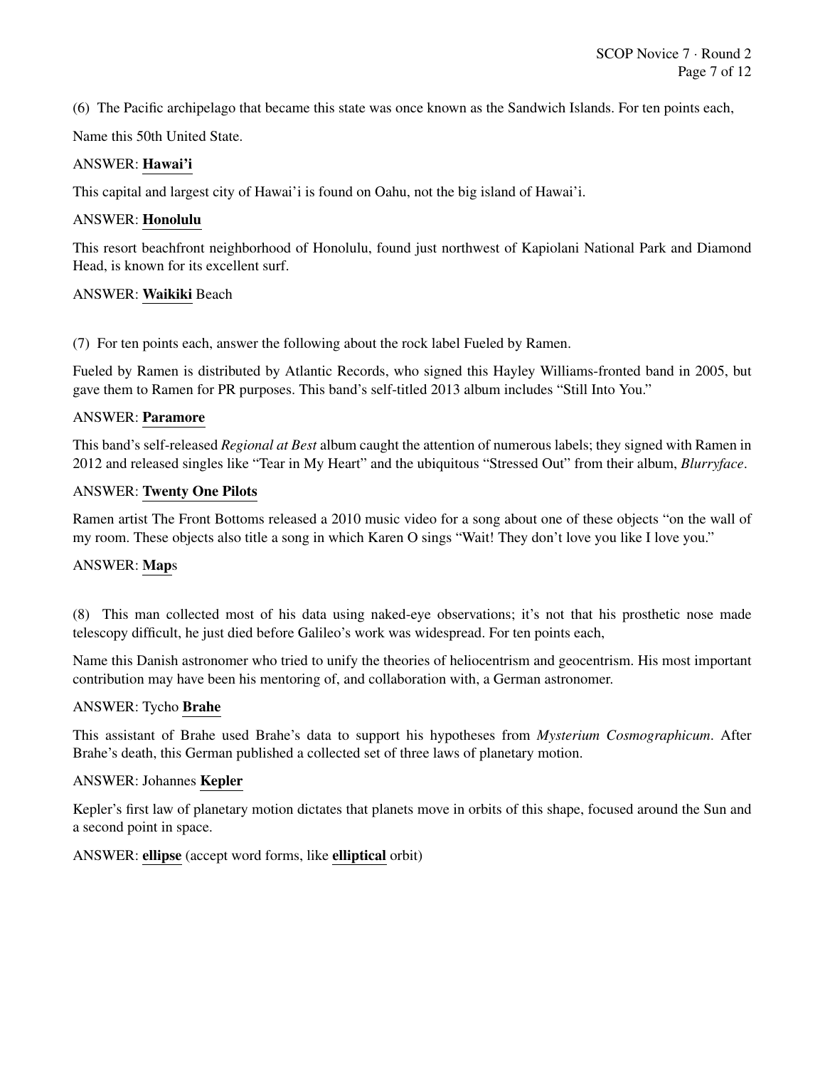(6) The Pacific archipelago that became this state was once known as the Sandwich Islands. For ten points each,

Name this 50th United State.

ANSWER: **Hawai'i**

This capital and largest city of Hawai'i is found on Oahu, not the big island of Hawai'i.

ANSWER: **Honolulu**

This resort beachfront neighborhood of Honolulu, found just northwest of Kapiolani National Park and Diamond Head, is known for its excellent surf.

ANSWER: **Waikiki** Beach

(7) For ten points each, answer the following about the rock label Fueled by Ramen.

Fueled by Ramen is distributed by Atlantic Records, who signed this Hayley Williams-fronted band in 2005, but gave them to Ramen for PR purposes. This band's self-titled 2013 album includes "Still Into You."

ANSWER: **Paramore**

This band's self-released *Regional at Best* album caught the attention of numerous labels; they signed with Ramen in 2012 and released singles like "Tear in My Heart" and the ubiquitous "Stressed Out" from their album, *Blurryface*.

ANSWER: **Twenty One Pilots**

Ramen artist The Front Bottoms released a 2010 music video for a song about one of these objects "on the wall of my room. These objects also title a song in which Karen O sings "Wait! They don't love you like I love you."

ANSWER: **Map**s

(8) This man collected most of his data using naked-eye observations; it's not that his prosthetic nose made telescopy difficult, he just died before Galileo's work was widespread. For ten points each,

Name this Danish astronomer who tried to unify the theories of heliocentrism and geocentrism. His most important contribution may have been his mentoring of, and collaboration with, a German astronomer.

ANSWER: Tycho **Brahe**

This assistant of Brahe used Brahe's data to support his hypotheses from *Mysterium Cosmographicum*. After Brahe's death, this German published a collected set of three laws of planetary motion.

ANSWER: Johannes **Kepler**

Kepler's first law of planetary motion dictates that planets move in orbits of this shape, focused around the Sun and a second point in space.

ANSWER: **ellipse** (accept word forms, like **elliptical** orbit)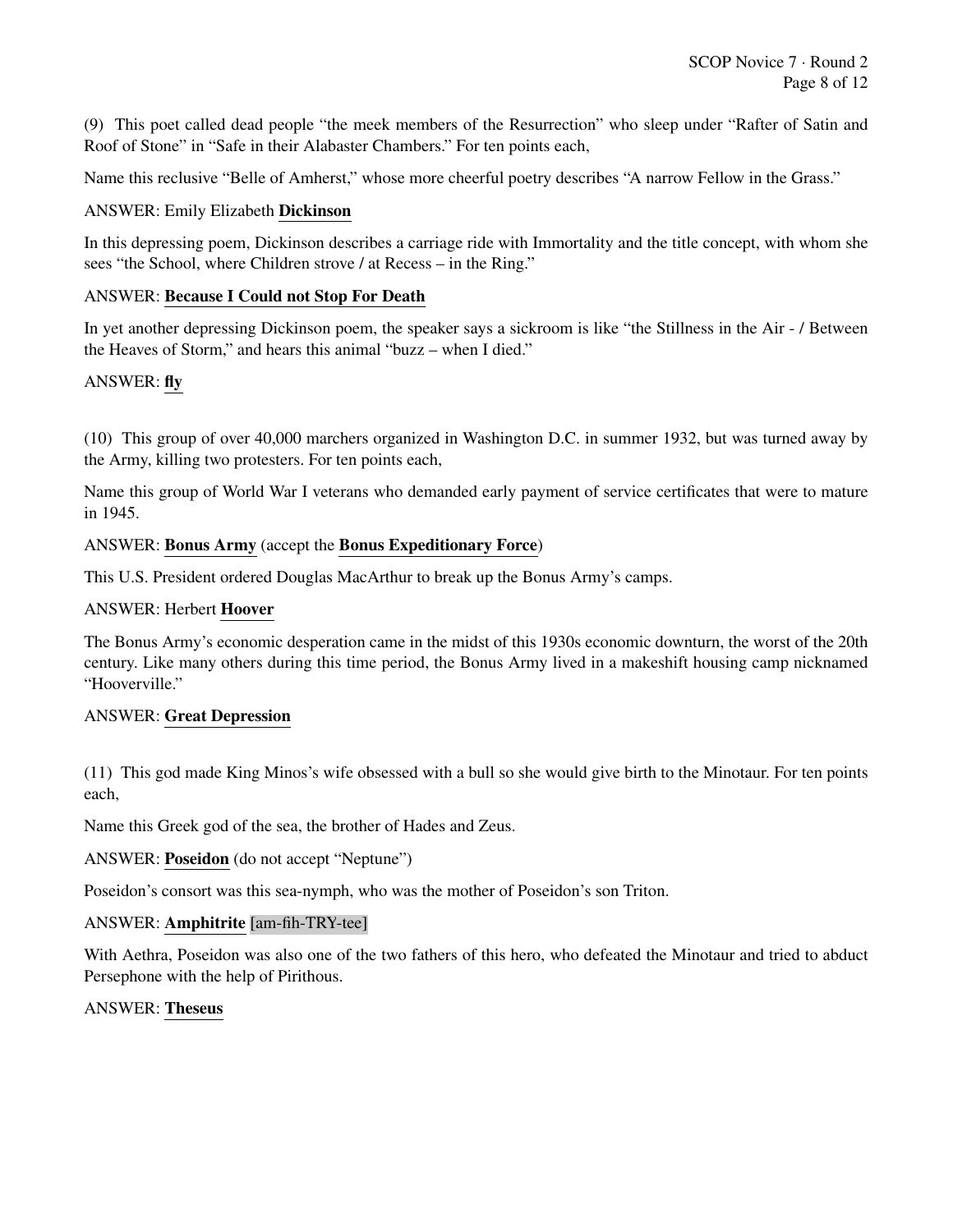(9) This poet called dead people "the meek members of the Resurrection" who sleep under "Rafter of Satin and Roof of Stone" in "Safe in their Alabaster Chambers." For ten points each,

Name this reclusive "Belle of Amherst," whose more cheerful poetry describes "A narrow Fellow in the Grass."

ANSWER: Emily Elizabeth **Dickinson**

In this depressing poem, Dickinson describes a carriage ride with Immortality and the title concept, with whom she sees "the School, where Children strove / at Recess – in the Ring."

ANSWER: **Because I Could not Stop For Death**

In yet another depressing Dickinson poem, the speaker says a sickroom is like "the Stillness in the Air - / Between the Heaves of Storm," and hears this animal "buzz – when I died."

ANSWER: **fly**

(10) This group of over 40,000 marchers organized in Washington D.C. in summer 1932, but was turned away by the Army, killing two protesters. For ten points each,

Name this group of World War I veterans who demanded early payment of service certificates that were to mature in 1945.

ANSWER: **Bonus Army** (accept the **Bonus Expeditionary Force**)

This U.S. President ordered Douglas MacArthur to break up the Bonus Army's camps.

ANSWER: Herbert **Hoover**

The Bonus Army's economic desperation came in the midst of this 1930s economic downturn, the worst of the 20th century. Like many others during this time period, the Bonus Army lived in a makeshift housing camp nicknamed "Hooverville."

ANSWER: **Great Depression**

(11) This god made King Minos's wife obsessed with a bull so she would give birth to the Minotaur. For ten points each,

Name this Greek god of the sea, the brother of Hades and Zeus.

ANSWER: **Poseidon** (do not accept "Neptune")

Poseidon's consort was this sea-nymph, who was the mother of Poseidon's son Triton.

ANSWER: **Amphitrite** [am-fih-TRY-tee]

With Aethra, Poseidon was also one of the two fathers of this hero, who defeated the Minotaur and tried to abduct Persephone with the help of Pirithous.

ANSWER: **Theseus**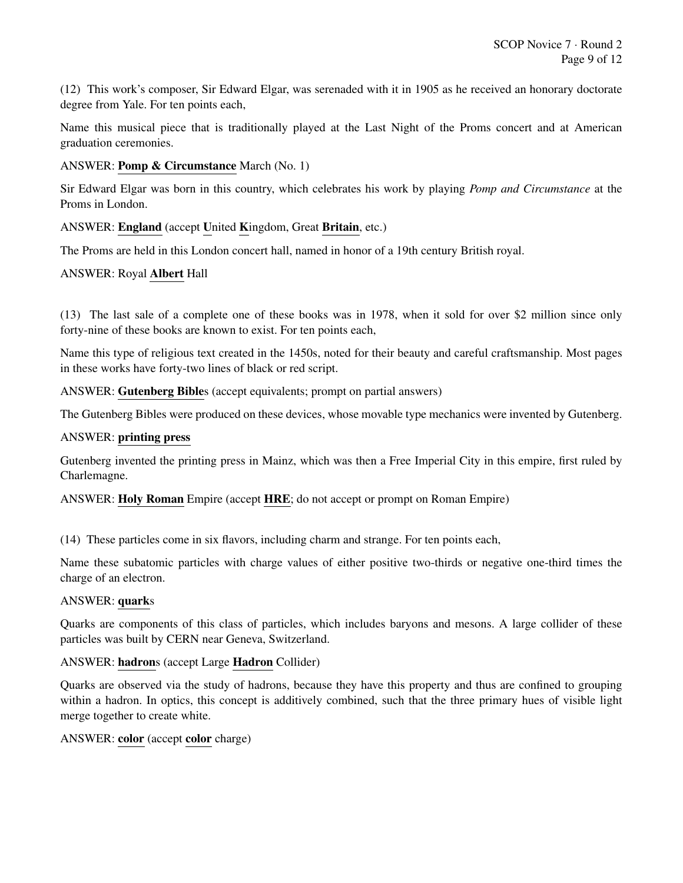(12) This work's composer, Sir Edward Elgar, was serenaded with it in 1905 as he received an honorary doctorate degree from Yale. For ten points each,

Name this musical piece that is traditionally played at the Last Night of the Proms concert and at American graduation ceremonies.

ANSWER: **Pomp & Circumstance** March (No. 1)

Sir Edward Elgar was born in this country, which celebrates his work by playing *Pomp and Circumstance* at the Proms in London.

ANSWER: **England** (accept **U**nited **K**ingdom, Great **Britain**, etc.)

The Proms are held in this London concert hall, named in honor of a 19th century British royal.

ANSWER: Royal **Albert** Hall

(13) The last sale of a complete one of these books was in 1978, when it sold for over $2 million since only forty-nine of these books are known to exist. For ten points each,

Name this type of religious text created in the 1450s, noted for their beauty and careful craftsmanship. Most pages in these works have forty-two lines of black or red script.

ANSWER: **Gutenberg Bible**s (accept equivalents; prompt on partial answers)

The Gutenberg Bibles were produced on these devices, whose movable type mechanics were invented by Gutenberg.

ANSWER: **printing press**

Gutenberg invented the printing press in Mainz, which was then a Free Imperial City in this empire, first ruled by Charlemagne.

ANSWER: **Holy Roman** Empire (accept **HRE**; do not accept or prompt on Roman Empire)

(14) These particles come in six flavors, including charm and strange. For ten points each,

Name these subatomic particles with charge values of either positive two-thirds or negative one-third times the charge of an electron.

ANSWER: **quark**s

Quarks are components of this class of particles, which includes baryons and mesons. A large collider of these particles was built by CERN near Geneva, Switzerland.

ANSWER: **hadron**s (accept Large **Hadron** Collider)

Quarks are observed via the study of hadrons, because they have this property and thus are confined to grouping within a hadron. In optics, this concept is additively combined, such that the three primary hues of visible light merge together to create white.

ANSWER: **color** (accept **color** charge)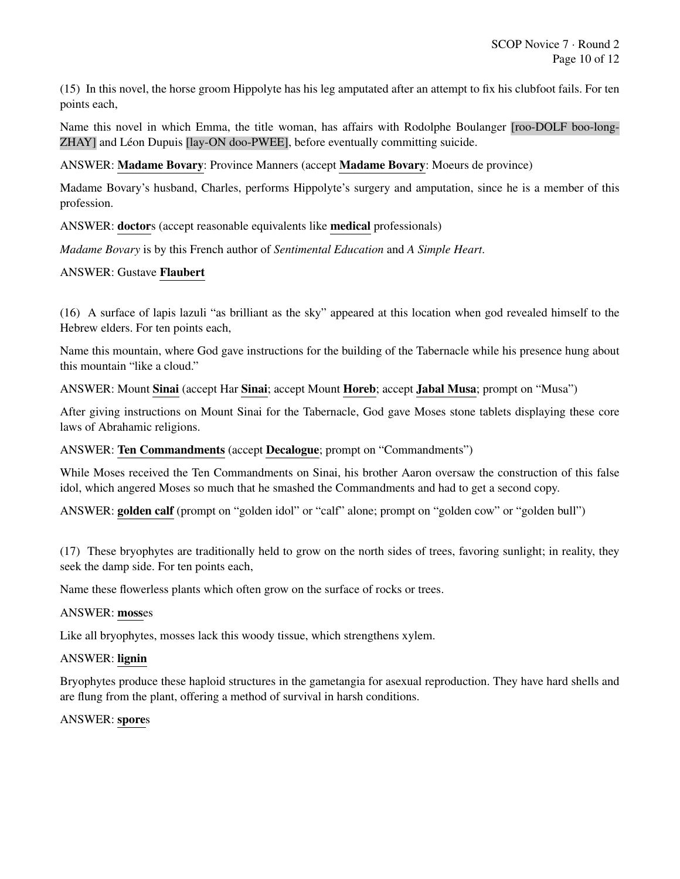(15) In this novel, the horse groom Hippolyte has his leg amputated after an attempt to fix his clubfoot fails. For ten points each,

Name this novel in which Emma, the title woman, has affairs with Rodolphe Boulanger [roo-DOLF boo-long-ZHAY] and Léon Dupuis [lay-ON doo-PWEE], before eventually committing suicide.

ANSWER: **Madame Bovary**: Province Manners (accept **Madame Bovary**: Moeurs de province)

Madame Bovary's husband, Charles, performs Hippolyte's surgery and amputation, since he is a member of this profession.

ANSWER: **doctor**s (accept reasonable equivalents like **medical** professionals)

*Madame Bovary* is by this French author of *Sentimental Education* and *A Simple Heart*.

ANSWER: Gustave **Flaubert**

(16) A surface of lapis lazuli "as brilliant as the sky" appeared at this location when god revealed himself to the Hebrew elders. For ten points each,

Name this mountain, where God gave instructions for the building of the Tabernacle while his presence hung about this mountain "like a cloud."

ANSWER: Mount **Sinai** (accept Har **Sinai**; accept Mount **Horeb**; accept **Jabal Musa**; prompt on "Musa")

After giving instructions on Mount Sinai for the Tabernacle, God gave Moses stone tablets displaying these core laws of Abrahamic religions.

ANSWER: **Ten Commandments** (accept **Decalogue**; prompt on "Commandments")

While Moses received the Ten Commandments on Sinai, his brother Aaron oversaw the construction of this false idol, which angered Moses so much that he smashed the Commandments and had to get a second copy.

ANSWER: **golden calf** (prompt on "golden idol" or "calf" alone; prompt on "golden cow" or "golden bull")

(17) These bryophytes are traditionally held to grow on the north sides of trees, favoring sunlight; in reality, they seek the damp side. For ten points each,

Name these flowerless plants which often grow on the surface of rocks or trees.

ANSWER: **moss**es

Like all bryophytes, mosses lack this woody tissue, which strengthens xylem.

ANSWER: **lignin**

Bryophytes produce these haploid structures in the gametangia for asexual reproduction. They have hard shells and are flung from the plant, offering a method of survival in harsh conditions.

ANSWER: **spore**s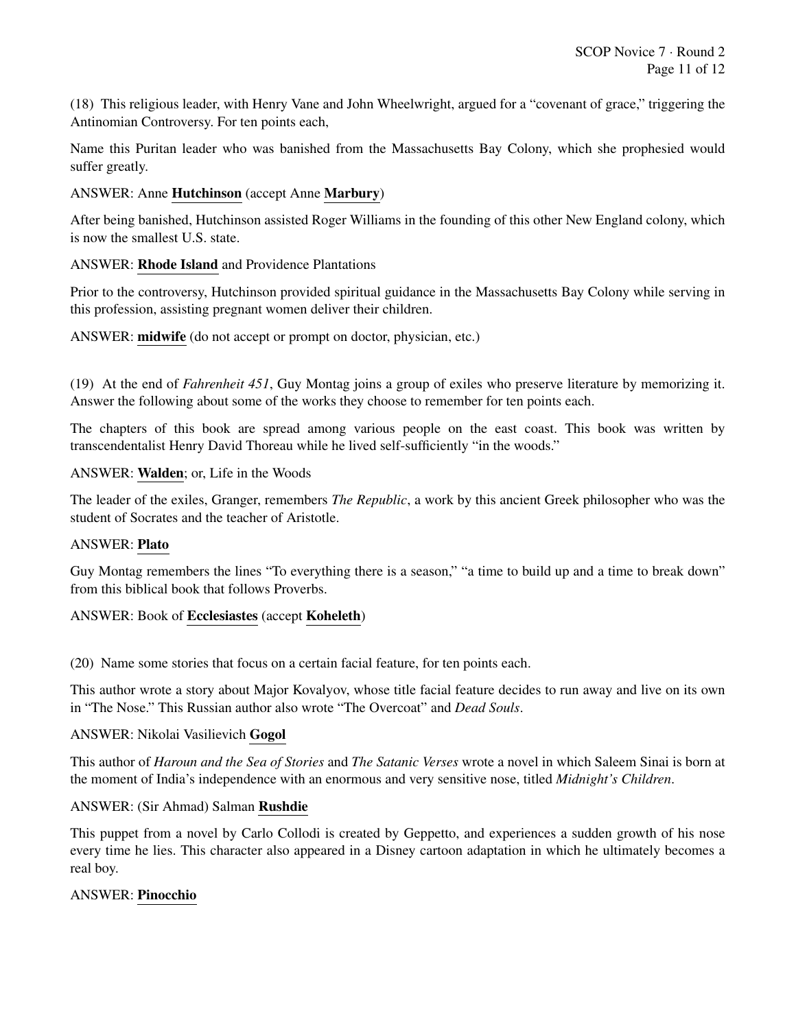(18) This religious leader, with Henry Vane and John Wheelwright, argued for a "covenant of grace," triggering the Antinomian Controversy. For ten points each,

Name this Puritan leader who was banished from the Massachusetts Bay Colony, which she prophesied would suffer greatly.

ANSWER: Anne **Hutchinson** (accept Anne **Marbury**)

After being banished, Hutchinson assisted Roger Williams in the founding of this other New England colony, which is now the smallest U.S. state.

ANSWER: **Rhode Island** and Providence Plantations

Prior to the controversy, Hutchinson provided spiritual guidance in the Massachusetts Bay Colony while serving in this profession, assisting pregnant women deliver their children.

ANSWER: **midwife** (do not accept or prompt on doctor, physician, etc.)

(19) At the end of *Fahrenheit 451*, Guy Montag joins a group of exiles who preserve literature by memorizing it. Answer the following about some of the works they choose to remember for ten points each.

The chapters of this book are spread among various people on the east coast. This book was written by transcendentalist Henry David Thoreau while he lived self-sufficiently "in the woods."

ANSWER: **Walden**; or, Life in the Woods

The leader of the exiles, Granger, remembers *The Republic*, a work by this ancient Greek philosopher who was the student of Socrates and the teacher of Aristotle.

ANSWER: **Plato**

Guy Montag remembers the lines "To everything there is a season," "a time to build up and a time to break down" from this biblical book that follows Proverbs.

ANSWER: Book of **Ecclesiastes** (accept **Koheleth**)

(20) Name some stories that focus on a certain facial feature, for ten points each.

This author wrote a story about Major Kovalyov, whose title facial feature decides to run away and live on its own in "The Nose." This Russian author also wrote "The Overcoat" and *Dead Souls*.

ANSWER: Nikolai Vasilievich **Gogol**

This author of *Haroun and the Sea of Stories* and *The Satanic Verses* wrote a novel in which Saleem Sinai is born at the moment of India's independence with an enormous and very sensitive nose, titled *Midnight's Children*.

ANSWER: (Sir Ahmad) Salman **Rushdie**

This puppet from a novel by Carlo Collodi is created by Geppetto, and experiences a sudden growth of his nose every time he lies. This character also appeared in a Disney cartoon adaptation in which he ultimately becomes a real boy.

ANSWER: **Pinocchio**